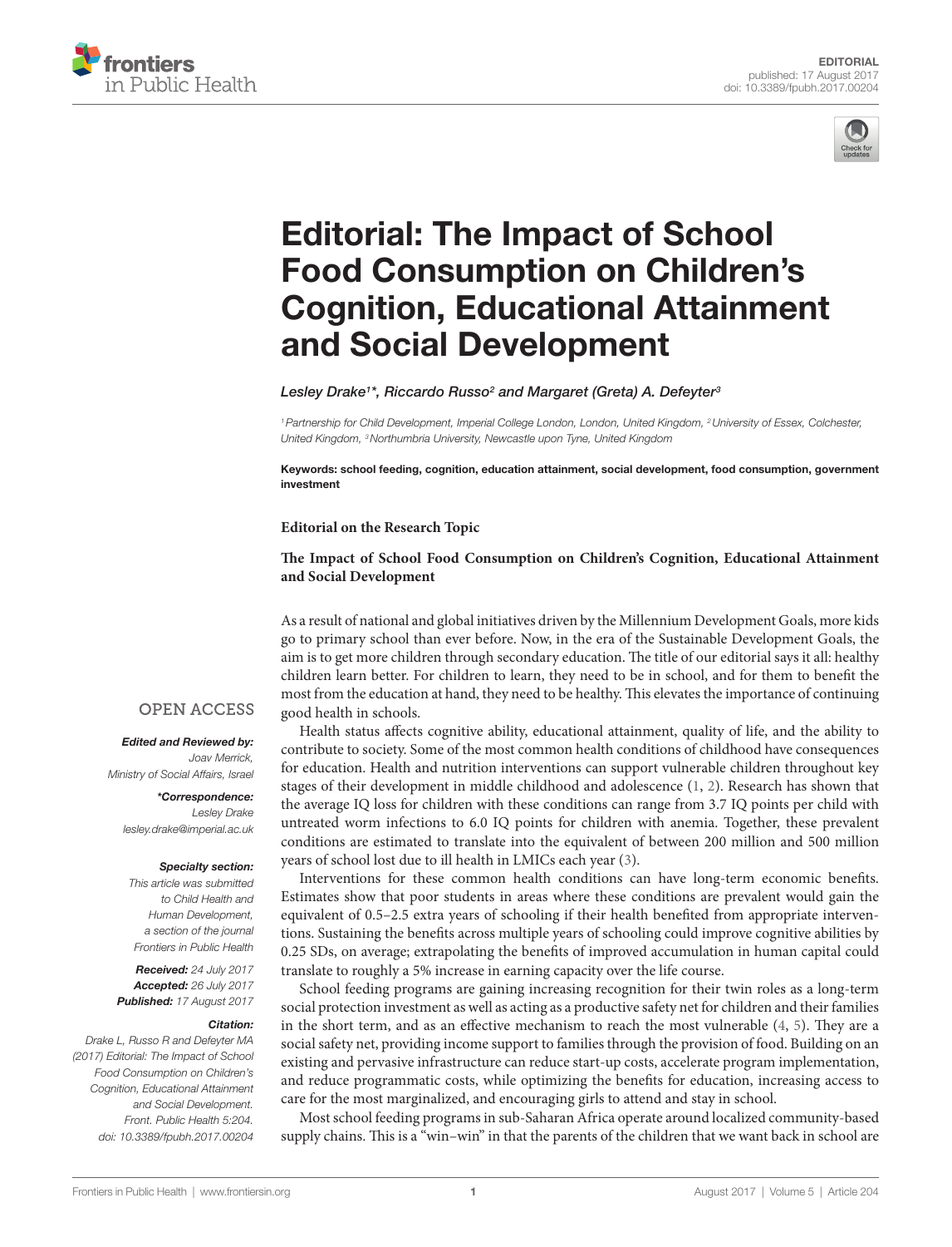EDITORIAL
published: 17 August 2017
doi: 10.3389/fpubh.2017.00204

# Editorial: The Impact of School Food Consumption on Children's Cognition, Educational Attainment and Social Development

*Lesley Drake[1]\*, Riccardo Russo[2] and Margaret (Greta) A. Defeyter[3]*

[1] Partnership for Child Development, Imperial College London, London, United Kingdom, [2] University of Essex, Colchester, United Kingdom, [3] Northumbria University, Newcastle upon Tyne, United Kingdom

**Keywords: school feeding, cognition, education attainment, social development, food consumption, government investment**

**Editorial on the Research Topic**

**The Impact of School Food Consumption on Children's Cognition, Educational Attainment and Social Development**

OPEN ACCESS

***Edited and Reviewed by:***
*Joav Merrick, Ministry of Social Affairs, Israel*

***\*Correspondence:***
*Lesley Drake*
*lesley.drake@imperial.ac.uk*

***Specialty section:***
*This article was submitted to Child Health and Human Development, a section of the journal Frontiers in Public Health*

***Received:*** *24 July 2017*
***Accepted:*** *26 July 2017*
***Published:*** *17 August 2017*

***Citation:***
*Drake L, Russo R and Defeyter MA (2017) Editorial: The Impact of School Food Consumption on Children's Cognition, Educational Attainment and Social Development. Front. Public Health 5:204. doi: 10.3389/fpubh.2017.00204*

As a result of national and global initiatives driven by the Millennium Development Goals, more kids go to primary school than ever before. Now, in the era of the Sustainable Development Goals, the aim is to get more children through secondary education. The title of our editorial says it all: healthy children learn better. For children to learn, they need to be in school, and for them to benefit the most from the education at hand, they need to be healthy. This elevates the importance of continuing good health in schools.

Health status affects cognitive ability, educational attainment, quality of life, and the ability to contribute to society. Some of the most common health conditions of childhood have consequences for education. Health and nutrition interventions can support vulnerable children throughout key stages of their development in middle childhood and adolescence (1, 2). Research has shown that the average IQ loss for children with these conditions can range from 3.7 IQ points per child with untreated worm infections to 6.0 IQ points for children with anemia. Together, these prevalent conditions are estimated to translate into the equivalent of between 200 million and 500 million years of school lost due to ill health in LMICs each year (3).

Interventions for these common health conditions can have long-term economic benefits. Estimates show that poor students in areas where these conditions are prevalent would gain the equivalent of 0.5–2.5 extra years of schooling if their health benefited from appropriate interventions. Sustaining the benefits across multiple years of schooling could improve cognitive abilities by 0.25 SDs, on average; extrapolating the benefits of improved accumulation in human capital could translate to roughly a 5% increase in earning capacity over the life course.

School feeding programs are gaining increasing recognition for their twin roles as a long-term social protection investment as well as acting as a productive safety net for children and their families in the short term, and as an effective mechanism to reach the most vulnerable (4, 5). They are a social safety net, providing income support to families through the provision of food. Building on an existing and pervasive infrastructure can reduce start-up costs, accelerate program implementation, and reduce programmatic costs, while optimizing the benefits for education, increasing access to care for the most marginalized, and encouraging girls to attend and stay in school.

Most school feeding programs in sub-Saharan Africa operate around localized community-based supply chains. This is a "win–win" in that the parents of the children that we want back in school are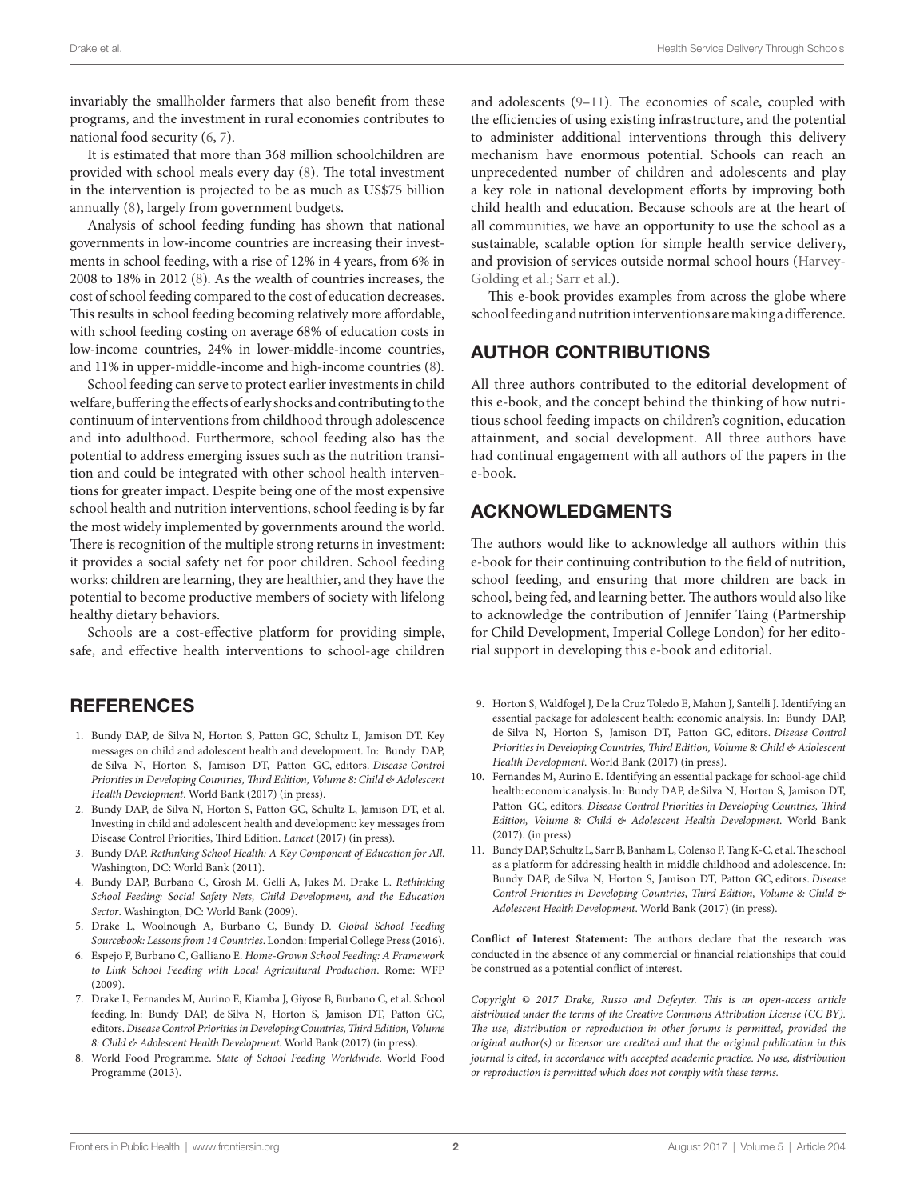invariably the smallholder farmers that also benefit from these programs, and the investment in rural economies contributes to national food security (6, 7).

It is estimated that more than 368 million schoolchildren are provided with school meals every day (8). The total investment in the intervention is projected to be as much as US$75 billion annually (8), largely from government budgets.

Analysis of school feeding funding has shown that national governments in low-income countries are increasing their investments in school feeding, with a rise of 12% in 4 years, from 6% in 2008 to 18% in 2012 (8). As the wealth of countries increases, the cost of school feeding compared to the cost of education decreases. This results in school feeding becoming relatively more affordable, with school feeding costing on average 68% of education costs in low-income countries, 24% in lower-middle-income countries, and 11% in upper-middle-income and high-income countries (8).

School feeding can serve to protect earlier investments in child welfare, buffering the effects of early shocks and contributing to the continuum of interventions from childhood through adolescence and into adulthood. Furthermore, school feeding also has the potential to address emerging issues such as the nutrition transition and could be integrated with other school health interventions for greater impact. Despite being one of the most expensive school health and nutrition interventions, school feeding is by far the most widely implemented by governments around the world. There is recognition of the multiple strong returns in investment: it provides a social safety net for poor children. School feeding works: children are learning, they are healthier, and they have the potential to become productive members of society with lifelong healthy dietary behaviors.

Schools are a cost-effective platform for providing simple, safe, and effective health interventions to school-age children and adolescents (9–11). The economies of scale, coupled with the efficiencies of using existing infrastructure, and the potential to administer additional interventions through this delivery mechanism have enormous potential. Schools can reach an unprecedented number of children and adolescents and play a key role in national development efforts by improving both child health and education. Because schools are at the heart of all communities, we have an opportunity to use the school as a sustainable, scalable option for simple health service delivery, and provision of services outside normal school hours (Harvey-Golding et al.; Sarr et al.).

This e-book provides examples from across the globe where school feeding and nutrition interventions are making a difference.

## AUTHOR CONTRIBUTIONS

All three authors contributed to the editorial development of this e-book, and the concept behind the thinking of how nutritious school feeding impacts on children's cognition, education attainment, and social development. All three authors have had continual engagement with all authors of the papers in the e-book.

## ACKNOWLEDGMENTS

The authors would like to acknowledge all authors within this e-book for their continuing contribution to the field of nutrition, school feeding, and ensuring that more children are back in school, being fed, and learning better. The authors would also like to acknowledge the contribution of Jennifer Taing (Partnership for Child Development, Imperial College London) for her editorial support in developing this e-book and editorial.

## REFERENCES

1. Bundy DAP, de Silva N, Horton S, Patton GC, Schultz L, Jamison DT. Key messages on child and adolescent health and development. In: Bundy DAP, de Silva N, Horton S, Jamison DT, Patton GC, editors. *Disease Control Priorities in Developing Countries, Third Edition, Volume 8: Child & Adolescent Health Development*. World Bank (2017) (in press).
2. Bundy DAP, de Silva N, Horton S, Patton GC, Schultz L, Jamison DT, et al. Investing in child and adolescent health and development: key messages from Disease Control Priorities, Third Edition. *Lancet* (2017) (in press).
3. Bundy DAP. *Rethinking School Health: A Key Component of Education for All*. Washington, DC: World Bank (2011).
4. Bundy DAP, Burbano C, Grosh M, Gelli A, Jukes M, Drake L. *Rethinking School Feeding: Social Safety Nets, Child Development, and the Education Sector*. Washington, DC: World Bank (2009).
5. Drake L, Woolnough A, Burbano C, Bundy D. *Global School Feeding Sourcebook: Lessons from 14 Countries*. London: Imperial College Press (2016).
6. Espejo F, Burbano C, Galliano E. *Home-Grown School Feeding: A Framework to Link School Feeding with Local Agricultural Production*. Rome: WFP (2009).
7. Drake L, Fernandes M, Aurino E, Kiamba J, Giyose B, Burbano C, et al. School feeding. In: Bundy DAP, de Silva N, Horton S, Jamison DT, Patton GC, editors. *Disease Control Priorities in Developing Countries, Third Edition, Volume 8: Child & Adolescent Health Development*. World Bank (2017) (in press).
8. World Food Programme. *State of School Feeding Worldwide*. World Food Programme (2013).
9. Horton S, Waldfogel J, De la Cruz Toledo E, Mahon J, Santelli J. Identifying an essential package for adolescent health: economic analysis. In: Bundy DAP, de Silva N, Horton S, Jamison DT, Patton GC, editors. *Disease Control Priorities in Developing Countries, Third Edition, Volume 8: Child & Adolescent Health Development*. World Bank (2017) (in press).
10. Fernandes M, Aurino E. Identifying an essential package for school-age child health: economic analysis. In: Bundy DAP, de Silva N, Horton S, Jamison DT, Patton GC, editors. *Disease Control Priorities in Developing Countries, Third Edition, Volume 8: Child & Adolescent Health Development*. World Bank (2017). (in press)
11. Bundy DAP, Schultz L, Sarr B, Banham L, Colenso P, Tang K-C, et al. The school as a platform for addressing health in middle childhood and adolescence. In: Bundy DAP, de Silva N, Horton S, Jamison DT, Patton GC, editors. *Disease Control Priorities in Developing Countries, Third Edition, Volume 8: Child & Adolescent Health Development*. World Bank (2017) (in press).

**Conflict of Interest Statement:** The authors declare that the research was conducted in the absence of any commercial or financial relationships that could be construed as a potential conflict of interest.

*Copyright © 2017 Drake, Russo and Defeyter. This is an open-access article distributed under the terms of the Creative Commons Attribution License (CC BY). The use, distribution or reproduction in other forums is permitted, provided the original author(s) or licensor are credited and that the original publication in this journal is cited, in accordance with accepted academic practice. No use, distribution or reproduction is permitted which does not comply with these terms.*